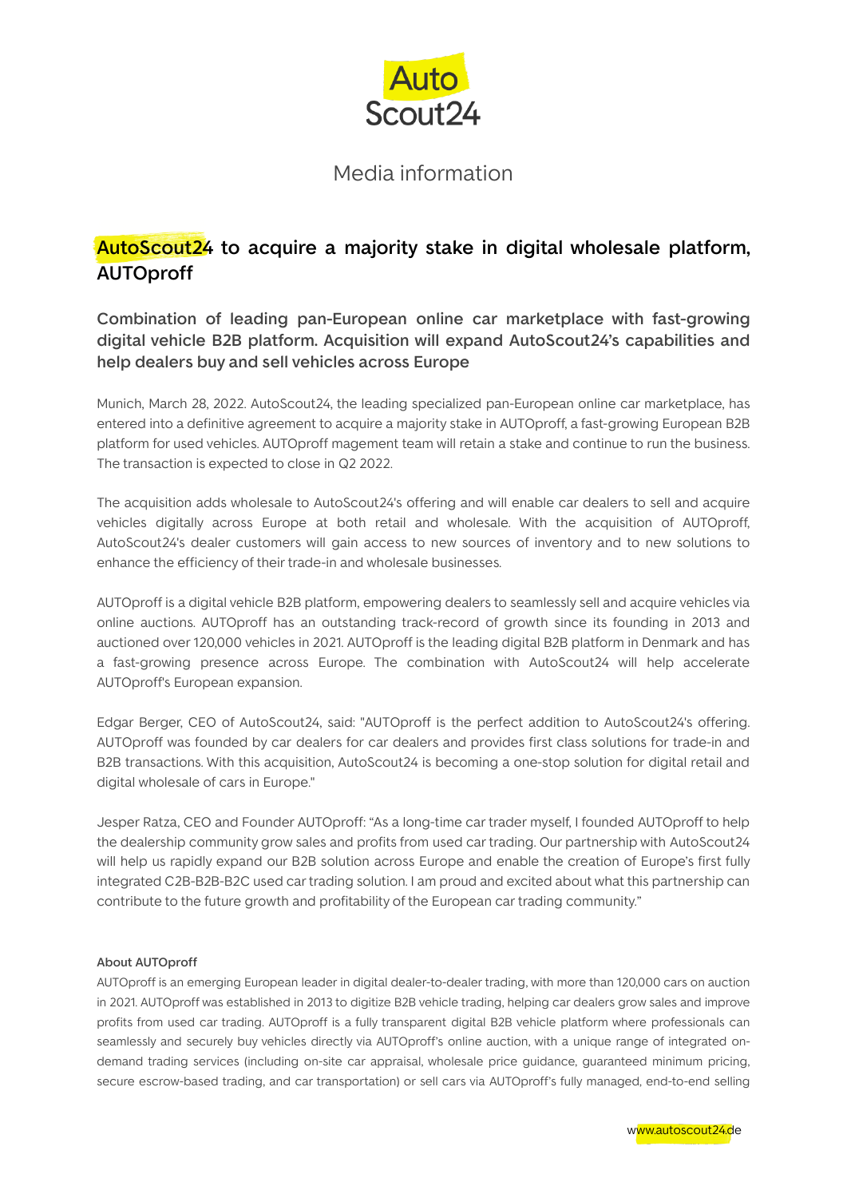Media information

# AutoScout24 to acquire a majority stake in digital wholesale platform, AUTOproff

## Combination of leading pan-European online car marketplace with fast-growing digital vehicle B2B platform. Acquisition will expand AutoScout24's capabilities and help dealers buy and sell vehicles across Europe

Munich, March 28, 2022. AutoScout24, the leading specialized pan-European online car marketplace, has entered into a definitive agreement to acquire a majority stake in AUTOproff, a fast-growing European B2B platform for used vehicles. AUTOproff magement team will retain a stake and continue to run the business. The transaction is expected to close in Q2 2022.

The acquisition adds wholesale to AutoScout24's offering and will enable car dealers to sell and acquire vehicles digitally across Europe at both retail and wholesale. With the acquisition of AUTOproff, AutoScout24's dealer customers will gain access to new sources of inventory and to new solutions to enhance the efficiency of their trade-in and wholesale businesses.

AUTOproff is a digital vehicle B2B platform, empowering dealers to seamlessly sell and acquire vehicles via online auctions. AUTOproff has an outstanding track-record of growth since its founding in 2013 and auctioned over 120,000 vehicles in 2021. AUTOproff is the leading digital B2B platform in Denmark and has a fast-growing presence across Europe. The combination with AutoScout24 will help accelerate AUTOproff's European expansion.

Edgar Berger, CEO of AutoScout24, said: "AUTOproff is the perfect addition to AutoScout24's offering. AUTOproff was founded by car dealers for car dealers and provides first class solutions for trade-in and B2B transactions. With this acquisition, AutoScout24 is becoming a one-stop solution for digital retail and digital wholesale of cars in Europe."

Jesper Ratza, CEO and Founder AUTOproff: "As a long-time car trader myself, I founded AUTOproff to help the dealership community grow sales and profits from used car trading. Our partnership with AutoScout24 will help us rapidly expand our B2B solution across Europe and enable the creation of Europe's first fully integrated C2B-B2B-B2C used car trading solution. I am proud and excited about what this partnership can contribute to the future growth and profitability of the European car trading community."

**About AUTOproff**

AUTOproff is an emerging European leader in digital dealer-to-dealer trading, with more than 120,000 cars on auction in 2021. AUTOproff was established in 2013 to digitize B2B vehicle trading, helping car dealers grow sales and improve profits from used car trading. AUTOproff is a fully transparent digital B2B vehicle platform where professionals can seamlessly and securely buy vehicles directly via AUTOproff's online auction, with a unique range of integrated on-demand trading services (including on-site car appraisal, wholesale price guidance, guaranteed minimum pricing, secure escrow-based trading, and car transportation) or sell cars via AUTOproff's fully managed, end-to-end selling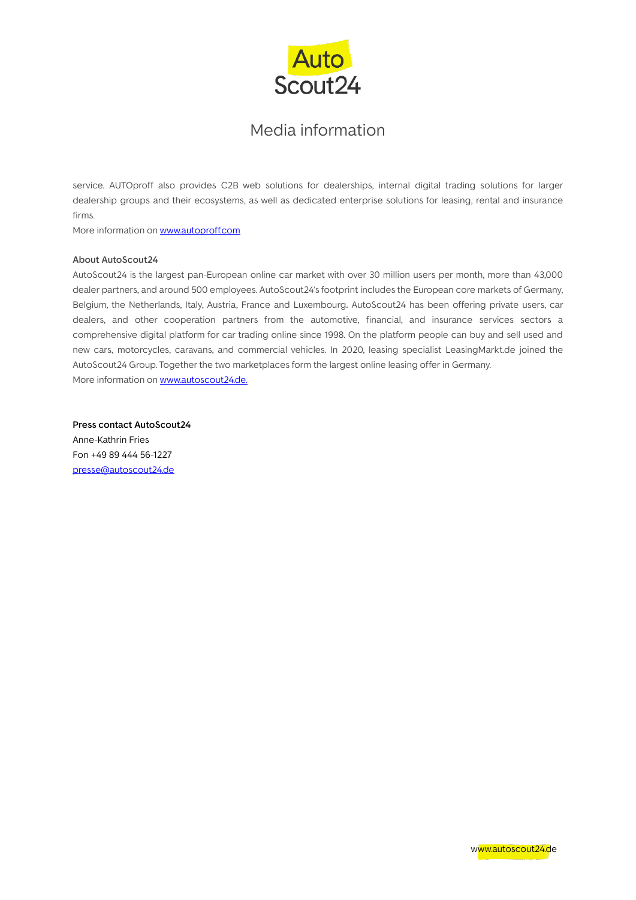service. AUTOproff also provides C2B web solutions for dealerships, internal digital trading solutions for larger dealership groups and their ecosystems, as well as dedicated enterprise solutions for leasing, rental and insurance firms.
More information on www.autoproff.com

**About AutoScout24**

AutoScout24 is the largest pan-European online car market with over 30 million users per month, more than 43,000 dealer partners, and around 500 employees. AutoScout24's footprint includes the European core markets of Germany, Belgium, the Netherlands, Italy, Austria, France and Luxembourg. AutoScout24 has been offering private users, car dealers, and other cooperation partners from the automotive, financial, and insurance services sectors a comprehensive digital platform for car trading online since 1998. On the platform people can buy and sell used and new cars, motorcycles, caravans, and commercial vehicles. In 2020, leasing specialist LeasingMarkt.de joined the AutoScout24 Group. Together the two marketplaces form the largest online leasing offer in Germany.
More information on www.autoscout24.de.

**Press contact AutoScout24**
Anne-Kathrin Fries
Fon +49 89 444 56-1227
presse@autoscout24.de